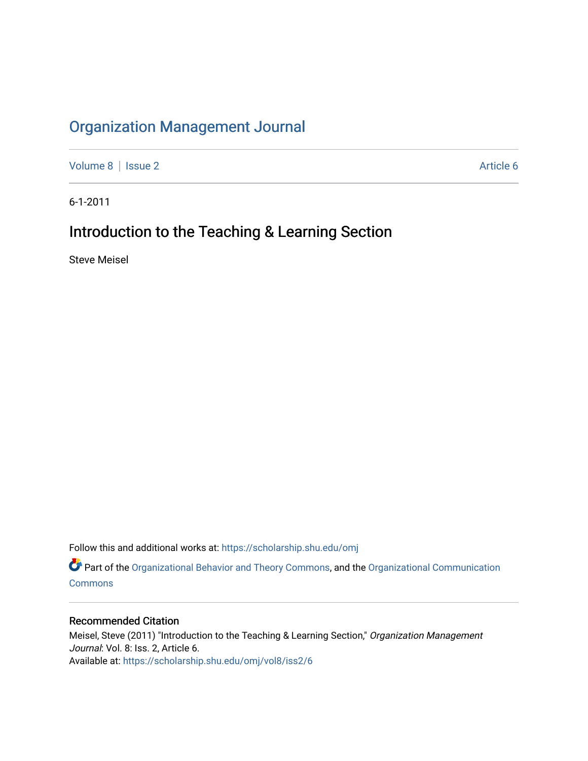# Organization Management Journal

Volume 8 | Issue 2 Article 6

6-1-2011

## Introduction to the Teaching & Learning Section

Steve Meisel

Follow this and additional works at: https://scholarship.shu.edu/omj

Part of the Organizational Behavior and Theory Commons, and the Organizational Communication Commons

### Recommended Citation

Meisel, Steve (2011) "Introduction to the Teaching & Learning Section," *Organization Management Journal*: Vol. 8: Iss. 2, Article 6.
Available at: https://scholarship.shu.edu/omj/vol8/iss2/6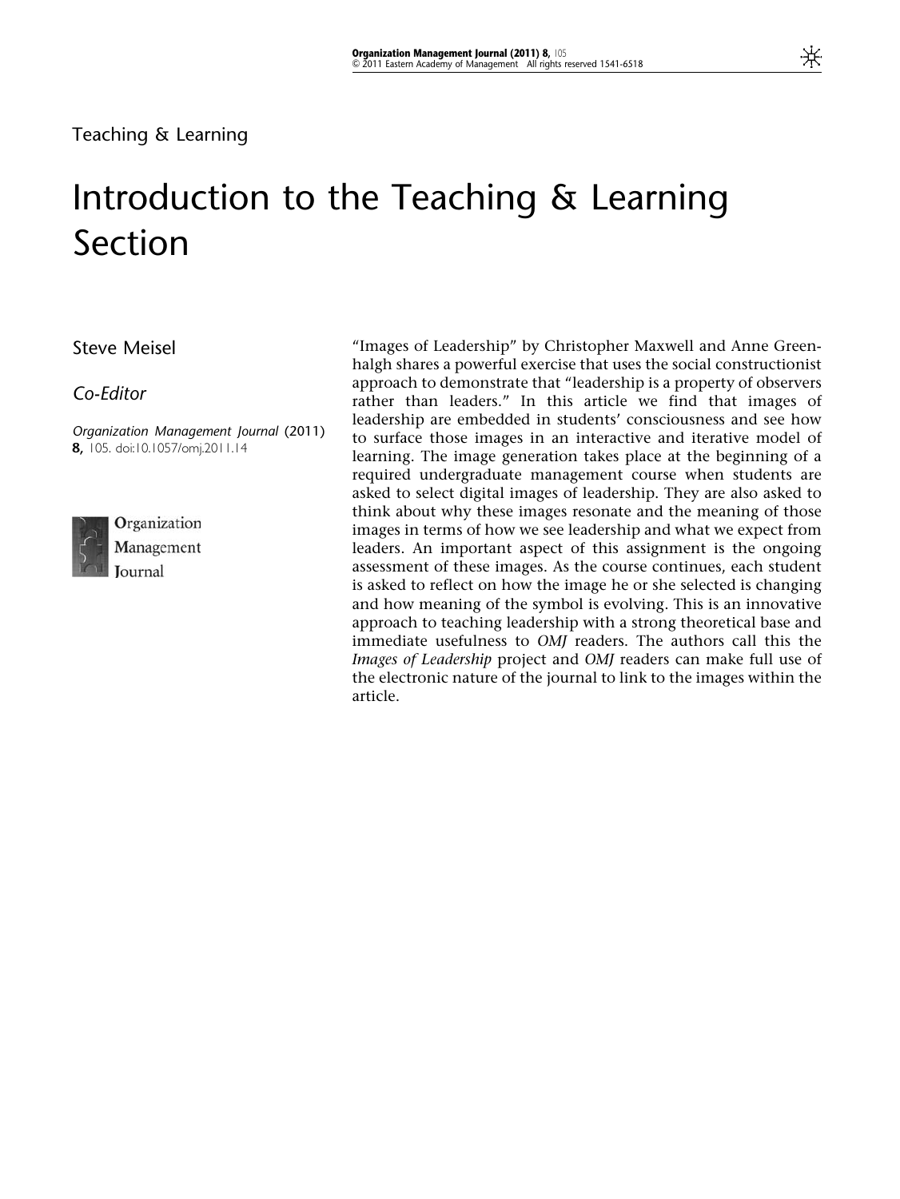Teaching & Learning

# Introduction to the Teaching & Learning Section

Steve Meisel

*Co-Editor*

*Organization Management Journal* (2011) **8,** 105. doi:10.1057/omj.2011.14

"Images of Leadership" by Christopher Maxwell and Anne Greenhalgh shares a powerful exercise that uses the social constructionist approach to demonstrate that "leadership is a property of observers rather than leaders." In this article we find that images of leadership are embedded in students' consciousness and see how to surface those images in an interactive and iterative model of learning. The image generation takes place at the beginning of a required undergraduate management course when students are asked to select digital images of leadership. They are also asked to think about why these images resonate and the meaning of those images in terms of how we see leadership and what we expect from leaders. An important aspect of this assignment is the ongoing assessment of these images. As the course continues, each student is asked to reflect on how the image he or she selected is changing and how meaning of the symbol is evolving. This is an innovative approach to teaching leadership with a strong theoretical base and immediate usefulness to *OMJ* readers. The authors call this the *Images of Leadership* project and *OMJ* readers can make full use of the electronic nature of the journal to link to the images within the article.